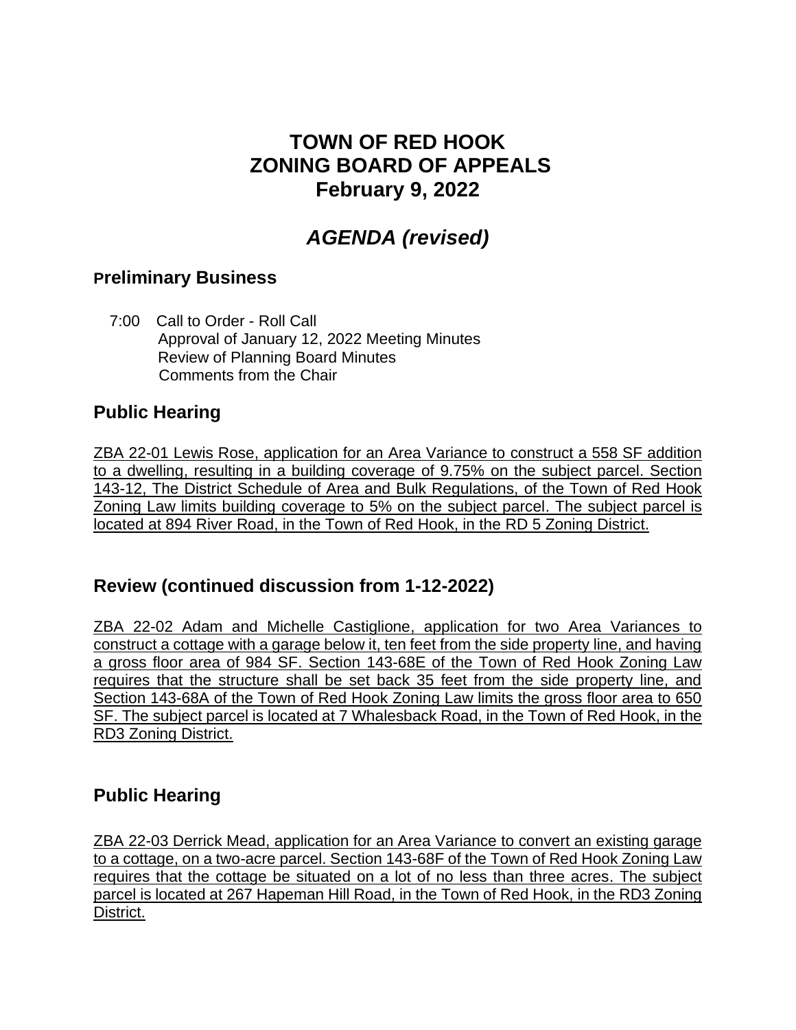# TOWN OF RED HOOK
# ZONING BOARD OF APPEALS
# February 9, 2022

## *AGENDA (revised)*

### Preliminary Business

7:00 Call to Order - Roll Call
Approval of January 12, 2022 Meeting Minutes
Review of Planning Board Minutes
Comments from the Chair

### Public Hearing

ZBA 22-01 Lewis Rose, application for an Area Variance to construct a 558 SF addition to a dwelling, resulting in a building coverage of 9.75% on the subject parcel. Section 143-12, The District Schedule of Area and Bulk Regulations, of the Town of Red Hook Zoning Law limits building coverage to 5% on the subject parcel. The subject parcel is located at 894 River Road, in the Town of Red Hook, in the RD 5 Zoning District.

### Review (continued discussion from 1-12-2022)

ZBA 22-02 Adam and Michelle Castiglione, application for two Area Variances to construct a cottage with a garage below it, ten feet from the side property line, and having a gross floor area of 984 SF. Section 143-68E of the Town of Red Hook Zoning Law requires that the structure shall be set back 35 feet from the side property line, and Section 143-68A of the Town of Red Hook Zoning Law limits the gross floor area to 650 SF. The subject parcel is located at 7 Whalesback Road, in the Town of Red Hook, in the RD3 Zoning District.

### Public Hearing

ZBA 22-03 Derrick Mead, application for an Area Variance to convert an existing garage to a cottage, on a two-acre parcel. Section 143-68F of the Town of Red Hook Zoning Law requires that the cottage be situated on a lot of no less than three acres. The subject parcel is located at 267 Hapeman Hill Road, in the Town of Red Hook, in the RD3 Zoning District.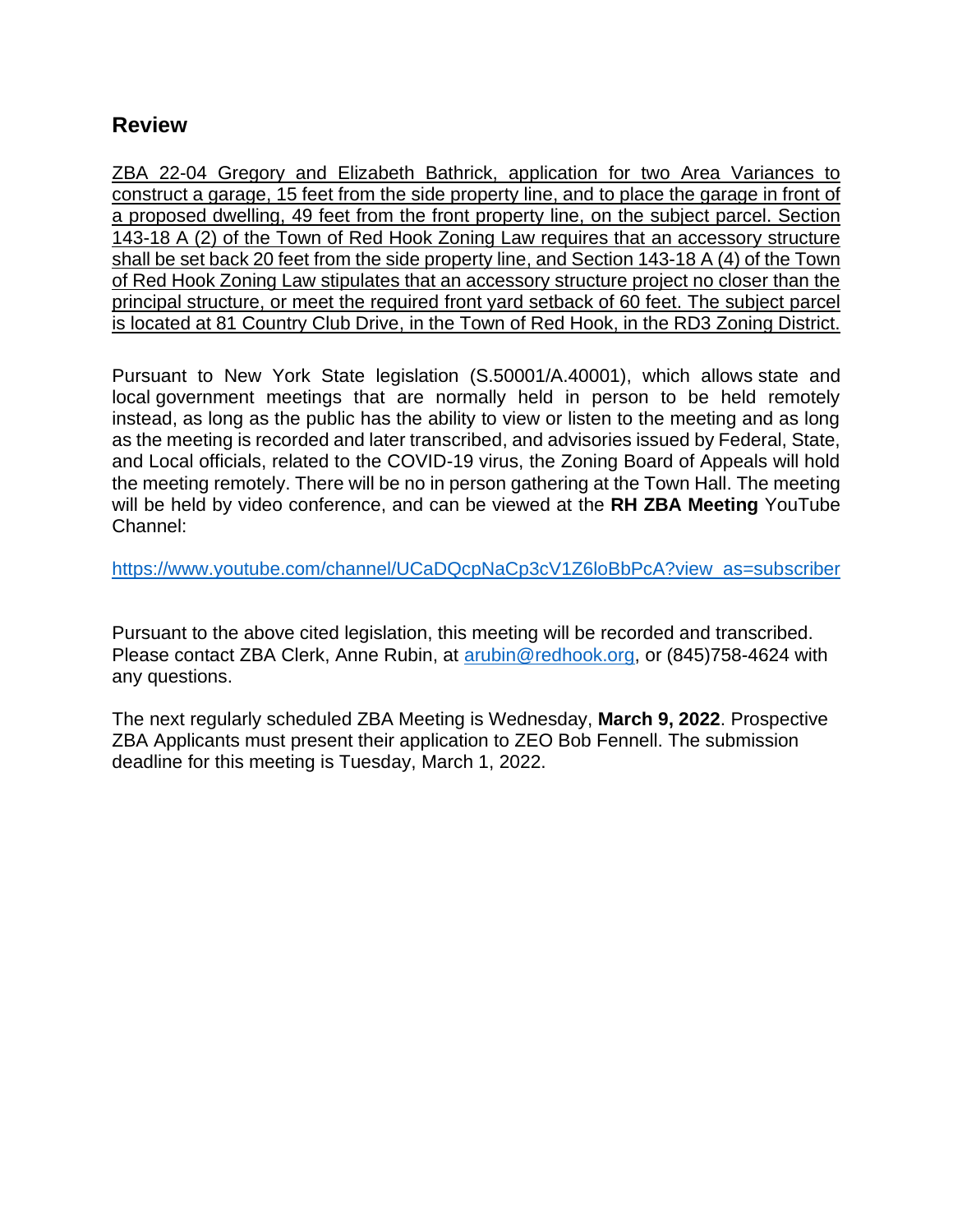## Review

<u>ZBA 22-04 Gregory and Elizabeth Bathrick, application for two Area Variances to construct a garage, 15 feet from the side property line, and to place the garage in front of a proposed dwelling, 49 feet from the front property line, on the subject parcel. Section 143-18 A (2) of the Town of Red Hook Zoning Law requires that an accessory structure shall be set back 20 feet from the side property line, and Section 143-18 A (4) of the Town of Red Hook Zoning Law stipulates that an accessory structure project no closer than the principal structure, or meet the required front yard setback of 60 feet. The subject parcel is located at 81 Country Club Drive, in the Town of Red Hook, in the RD3 Zoning District.</u>

Pursuant to New York State legislation (S.50001/A.40001), which allows state and local government meetings that are normally held in person to be held remotely instead, as long as the public has the ability to view or listen to the meeting and as long as the meeting is recorded and later transcribed, and advisories issued by Federal, State, and Local officials, related to the COVID-19 virus, the Zoning Board of Appeals will hold the meeting remotely. There will be no in person gathering at the Town Hall. The meeting will be held by video conference, and can be viewed at the **RH ZBA Meeting** YouTube Channel:

https://www.youtube.com/channel/UCaDQcpNaCp3cV1Z6loBbPcA?view_as=subscriber

Pursuant to the above cited legislation, this meeting will be recorded and transcribed. Please contact ZBA Clerk, Anne Rubin, at arubin@redhook.org, or (845)758-4624 with any questions.

The next regularly scheduled ZBA Meeting is Wednesday, **March 9, 2022**. Prospective ZBA Applicants must present their application to ZEO Bob Fennell. The submission deadline for this meeting is Tuesday, March 1, 2022.